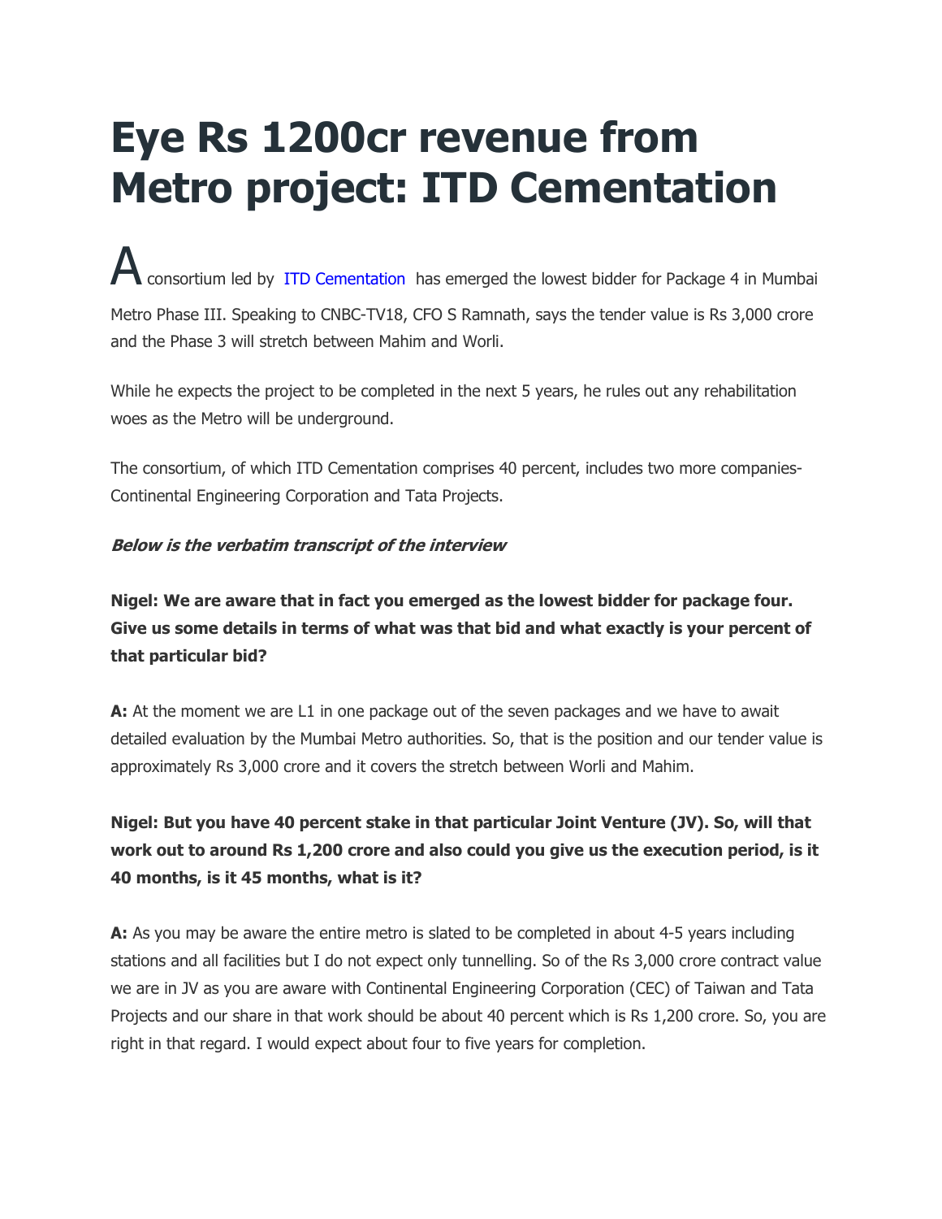# Eye Rs 1200cr revenue from Metro project: ITD Cementation

A consortium led by ITD Cementation has emerged the lowest bidder for Package 4 in Mumbai Metro Phase III. Speaking to CNBC-TV18, CFO S Ramnath, says the tender value is Rs 3,000 crore and the Phase 3 will stretch between Mahim and Worli.

While he expects the project to be completed in the next 5 years, he rules out any rehabilitation woes as the Metro will be underground.

The consortium, of which ITD Cementation comprises 40 percent, includes two more companies- Continental Engineering Corporation and Tata Projects.

***Below is the verbatim transcript of the interview***

**Nigel: We are aware that in fact you emerged as the lowest bidder for package four. Give us some details in terms of what was that bid and what exactly is your percent of that particular bid?**

**A:** At the moment we are L1 in one package out of the seven packages and we have to await detailed evaluation by the Mumbai Metro authorities. So, that is the position and our tender value is approximately Rs 3,000 crore and it covers the stretch between Worli and Mahim.

**Nigel: But you have 40 percent stake in that particular Joint Venture (JV). So, will that work out to around Rs 1,200 crore and also could you give us the execution period, is it 40 months, is it 45 months, what is it?**

**A:** As you may be aware the entire metro is slated to be completed in about 4-5 years including stations and all facilities but I do not expect only tunnelling. So of the Rs 3,000 crore contract value we are in JV as you are aware with Continental Engineering Corporation (CEC) of Taiwan and Tata Projects and our share in that work should be about 40 percent which is Rs 1,200 crore. So, you are right in that regard. I would expect about four to five years for completion.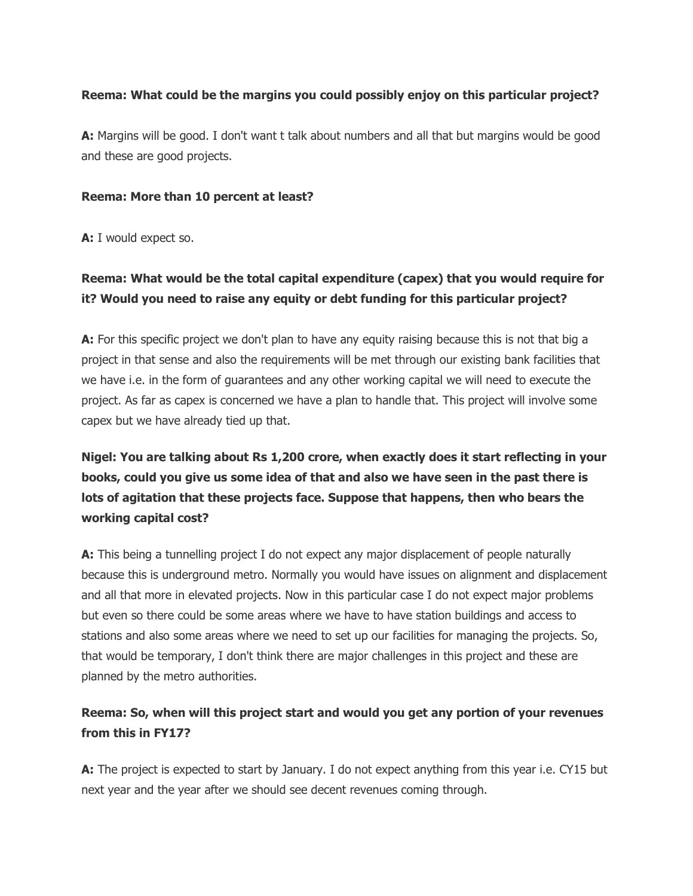**Reema: What could be the margins you could possibly enjoy on this particular project?**

**A:** Margins will be good. I don't want t talk about numbers and all that but margins would be good and these are good projects.

**Reema: More than 10 percent at least?**

**A:** I would expect so.

**Reema: What would be the total capital expenditure (capex) that you would require for it? Would you need to raise any equity or debt funding for this particular project?**

**A:** For this specific project we don't plan to have any equity raising because this is not that big a project in that sense and also the requirements will be met through our existing bank facilities that we have i.e. in the form of guarantees and any other working capital we will need to execute the project. As far as capex is concerned we have a plan to handle that. This project will involve some capex but we have already tied up that.

**Nigel: You are talking about Rs 1,200 crore, when exactly does it start reflecting in your books, could you give us some idea of that and also we have seen in the past there is lots of agitation that these projects face. Suppose that happens, then who bears the working capital cost?**

**A:** This being a tunnelling project I do not expect any major displacement of people naturally because this is underground metro. Normally you would have issues on alignment and displacement and all that more in elevated projects. Now in this particular case I do not expect major problems but even so there could be some areas where we have to have station buildings and access to stations and also some areas where we need to set up our facilities for managing the projects. So, that would be temporary, I don't think there are major challenges in this project and these are planned by the metro authorities.

**Reema: So, when will this project start and would you get any portion of your revenues from this in FY17?**

**A:** The project is expected to start by January. I do not expect anything from this year i.e. CY15 but next year and the year after we should see decent revenues coming through.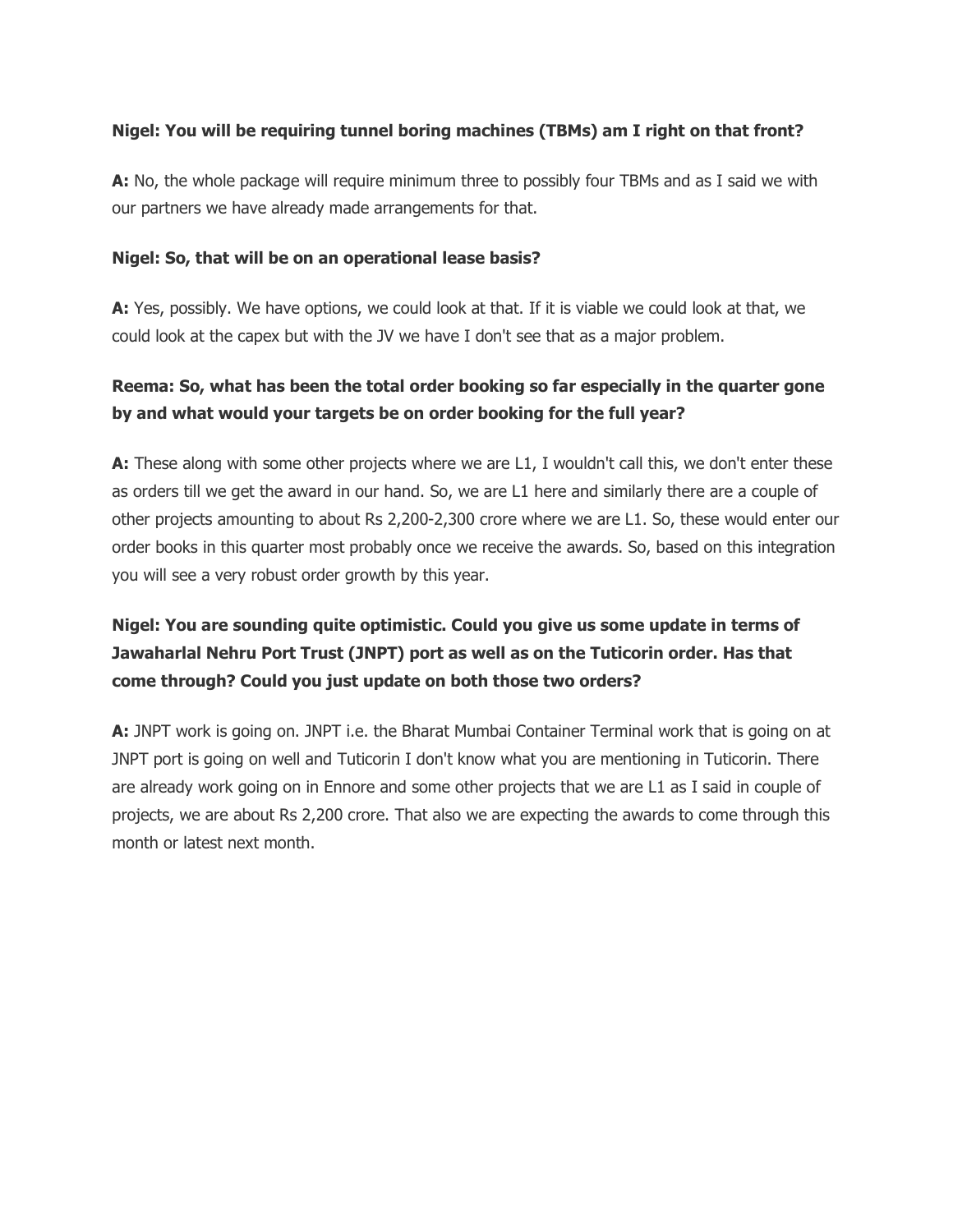**Nigel: You will be requiring tunnel boring machines (TBMs) am I right on that front?**

**A:** No, the whole package will require minimum three to possibly four TBMs and as I said we with our partners we have already made arrangements for that.

**Nigel: So, that will be on an operational lease basis?**

**A:** Yes, possibly. We have options, we could look at that. If it is viable we could look at that, we could look at the capex but with the JV we have I don't see that as a major problem.

**Reema: So, what has been the total order booking so far especially in the quarter gone by and what would your targets be on order booking for the full year?**

**A:** These along with some other projects where we are L1, I wouldn't call this, we don't enter these as orders till we get the award in our hand. So, we are L1 here and similarly there are a couple of other projects amounting to about Rs 2,200-2,300 crore where we are L1. So, these would enter our order books in this quarter most probably once we receive the awards. So, based on this integration you will see a very robust order growth by this year.

**Nigel: You are sounding quite optimistic. Could you give us some update in terms of Jawaharlal Nehru Port Trust (JNPT) port as well as on the Tuticorin order. Has that come through? Could you just update on both those two orders?**

**A:** JNPT work is going on. JNPT i.e. the Bharat Mumbai Container Terminal work that is going on at JNPT port is going on well and Tuticorin I don't know what you are mentioning in Tuticorin. There are already work going on in Ennore and some other projects that we are L1 as I said in couple of projects, we are about Rs 2,200 crore. That also we are expecting the awards to come through this month or latest next month.